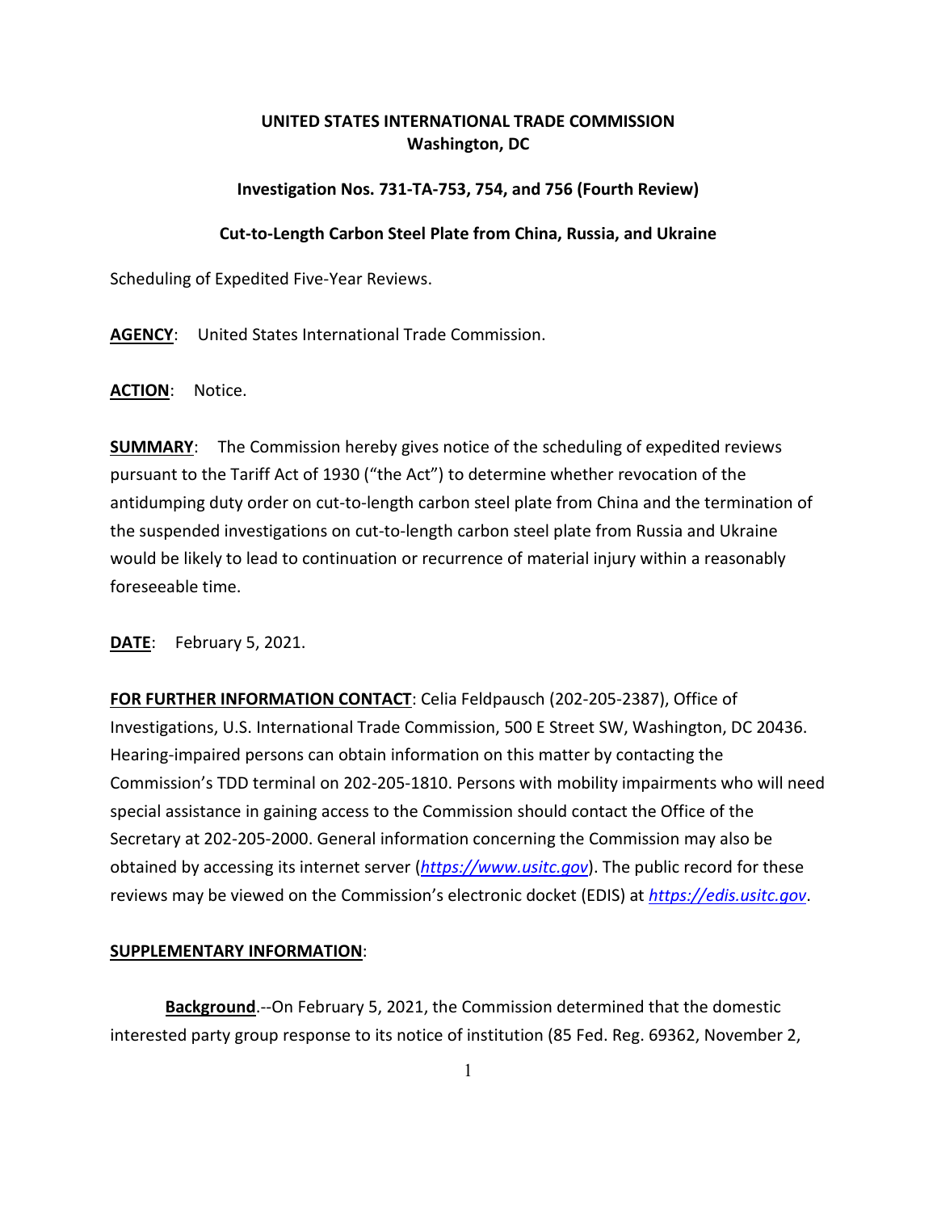**UNITED STATES INTERNATIONAL TRADE COMMISSION**
**Washington, DC**

**Investigation Nos. 731-TA-753, 754, and 756 (Fourth Review)**

**Cut-to-Length Carbon Steel Plate from China, Russia, and Ukraine**

Scheduling of Expedited Five-Year Reviews.

**AGENCY**: United States International Trade Commission.

**ACTION**: Notice.

**SUMMARY**: The Commission hereby gives notice of the scheduling of expedited reviews pursuant to the Tariff Act of 1930 ("the Act") to determine whether revocation of the antidumping duty order on cut-to-length carbon steel plate from China and the termination of the suspended investigations on cut-to-length carbon steel plate from Russia and Ukraine would be likely to lead to continuation or recurrence of material injury within a reasonably foreseeable time.

**DATE**: February 5, 2021.

**FOR FURTHER INFORMATION CONTACT**: Celia Feldpausch (202-205-2387), Office of Investigations, U.S. International Trade Commission, 500 E Street SW, Washington, DC 20436. Hearing-impaired persons can obtain information on this matter by contacting the Commission's TDD terminal on 202-205-1810. Persons with mobility impairments who will need special assistance in gaining access to the Commission should contact the Office of the Secretary at 202-205-2000. General information concerning the Commission may also be obtained by accessing its internet server (*https://www.usitc.gov*). The public record for these reviews may be viewed on the Commission's electronic docket (EDIS) at *https://edis.usitc.gov*.

**SUPPLEMENTARY INFORMATION**:

**Background**.--On February 5, 2021, the Commission determined that the domestic interested party group response to its notice of institution (85 Fed. Reg. 69362, November 2,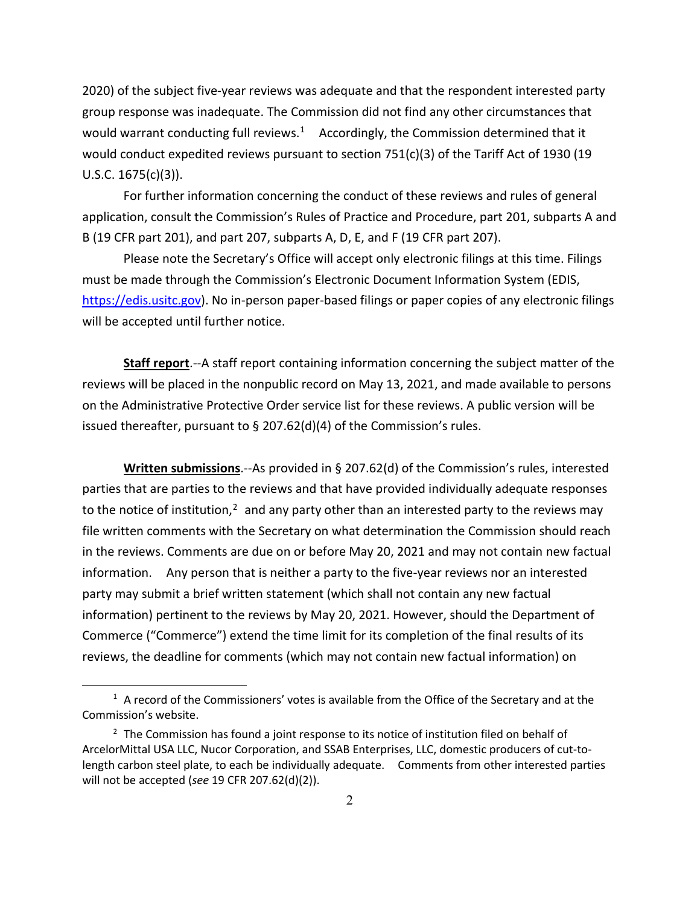2020) of the subject five-year reviews was adequate and that the respondent interested party group response was inadequate. The Commission did not find any other circumstances that would warrant conducting full reviews.[1] Accordingly, the Commission determined that it would conduct expedited reviews pursuant to section 751(c)(3) of the Tariff Act of 1930 (19 U.S.C. 1675(c)(3)).

For further information concerning the conduct of these reviews and rules of general application, consult the Commission's Rules of Practice and Procedure, part 201, subparts A and B (19 CFR part 201), and part 207, subparts A, D, E, and F (19 CFR part 207).

Please note the Secretary's Office will accept only electronic filings at this time. Filings must be made through the Commission's Electronic Document Information System (EDIS, https://edis.usitc.gov). No in-person paper-based filings or paper copies of any electronic filings will be accepted until further notice.

**Staff report**.--A staff report containing information concerning the subject matter of the reviews will be placed in the nonpublic record on May 13, 2021, and made available to persons on the Administrative Protective Order service list for these reviews. A public version will be issued thereafter, pursuant to § 207.62(d)(4) of the Commission's rules.

**Written submissions**.--As provided in § 207.62(d) of the Commission's rules, interested parties that are parties to the reviews and that have provided individually adequate responses to the notice of institution,[2] and any party other than an interested party to the reviews may file written comments with the Secretary on what determination the Commission should reach in the reviews. Comments are due on or before May 20, 2021 and may not contain new factual information. Any person that is neither a party to the five-year reviews nor an interested party may submit a brief written statement (which shall not contain any new factual information) pertinent to the reviews by May 20, 2021. However, should the Department of Commerce ("Commerce") extend the time limit for its completion of the final results of its reviews, the deadline for comments (which may not contain new factual information) on

---

[1] A record of the Commissioners' votes is available from the Office of the Secretary and at the Commission's website.

[2] The Commission has found a joint response to its notice of institution filed on behalf of ArcelorMittal USA LLC, Nucor Corporation, and SSAB Enterprises, LLC, domestic producers of cut-to-length carbon steel plate, to each be individually adequate. Comments from other interested parties will not be accepted (*see* 19 CFR 207.62(d)(2)).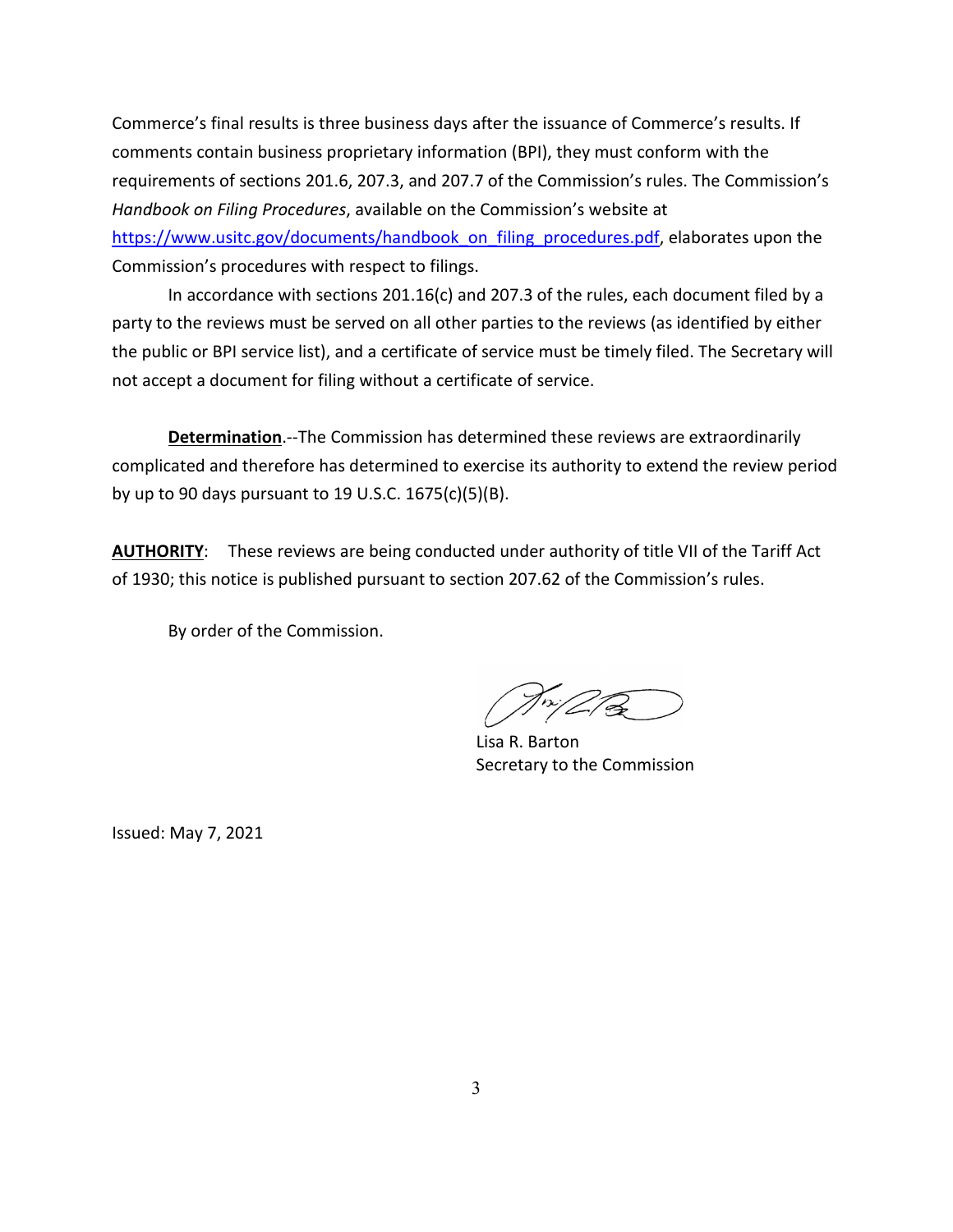Commerce's final results is three business days after the issuance of Commerce's results. If comments contain business proprietary information (BPI), they must conform with the requirements of sections 201.6, 207.3, and 207.7 of the Commission's rules. The Commission's *Handbook on Filing Procedures*, available on the Commission's website at https://www.usitc.gov/documents/handbook_on_filing_procedures.pdf, elaborates upon the Commission's procedures with respect to filings.

In accordance with sections 201.16(c) and 207.3 of the rules, each document filed by a party to the reviews must be served on all other parties to the reviews (as identified by either the public or BPI service list), and a certificate of service must be timely filed. The Secretary will not accept a document for filing without a certificate of service.

**Determination**.--The Commission has determined these reviews are extraordinarily complicated and therefore has determined to exercise its authority to extend the review period by up to 90 days pursuant to 19 U.S.C. 1675(c)(5)(B).

**AUTHORITY**: These reviews are being conducted under authority of title VII of the Tariff Act of 1930; this notice is published pursuant to section 207.62 of the Commission's rules.

By order of the Commission.

Lisa R. Barton
Secretary to the Commission

Issued: May 7, 2021